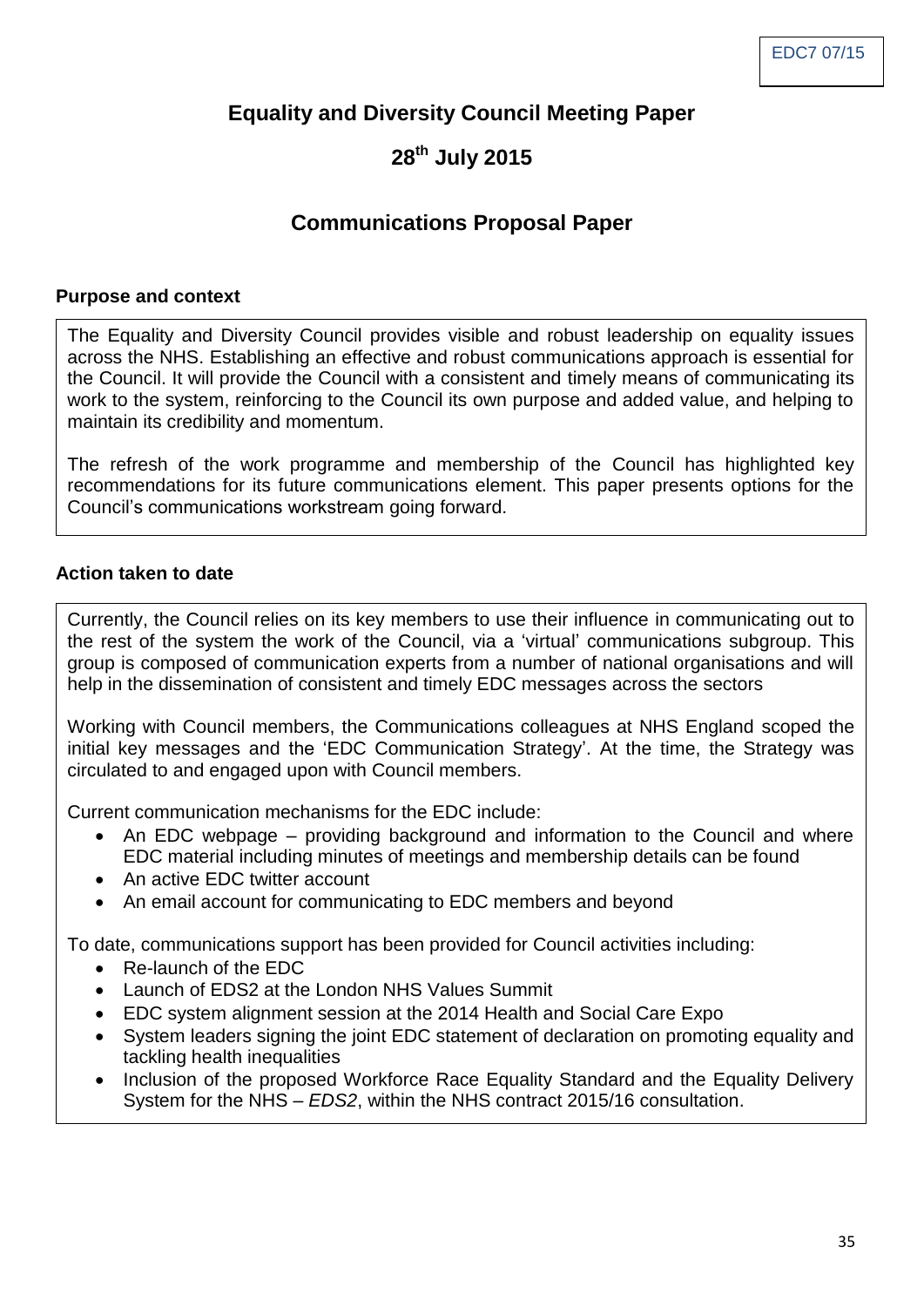EDC7 07/15

# Equality and Diversity Council Meeting Paper

## 28th July 2015

## Communications Proposal Paper

### Purpose and context

The Equality and Diversity Council provides visible and robust leadership on equality issues across the NHS. Establishing an effective and robust communications approach is essential for the Council. It will provide the Council with a consistent and timely means of communicating its work to the system, reinforcing to the Council its own purpose and added value, and helping to maintain its credibility and momentum.

The refresh of the work programme and membership of the Council has highlighted key recommendations for its future communications element. This paper presents options for the Council's communications workstream going forward.

### Action taken to date

Currently, the Council relies on its key members to use their influence in communicating out to the rest of the system the work of the Council, via a 'virtual' communications subgroup. This group is composed of communication experts from a number of national organisations and will help in the dissemination of consistent and timely EDC messages across the sectors

Working with Council members, the Communications colleagues at NHS England scoped the initial key messages and the 'EDC Communication Strategy'. At the time, the Strategy was circulated to and engaged upon with Council members.

Current communication mechanisms for the EDC include:

- An EDC webpage – providing background and information to the Council and where EDC material including minutes of meetings and membership details can be found
- An active EDC twitter account
- An email account for communicating to EDC members and beyond

To date, communications support has been provided for Council activities including:

- Re-launch of the EDC
- Launch of EDS2 at the London NHS Values Summit
- EDC system alignment session at the 2014 Health and Social Care Expo
- System leaders signing the joint EDC statement of declaration on promoting equality and tackling health inequalities
- Inclusion of the proposed Workforce Race Equality Standard and the Equality Delivery System for the NHS – *EDS2*, within the NHS contract 2015/16 consultation.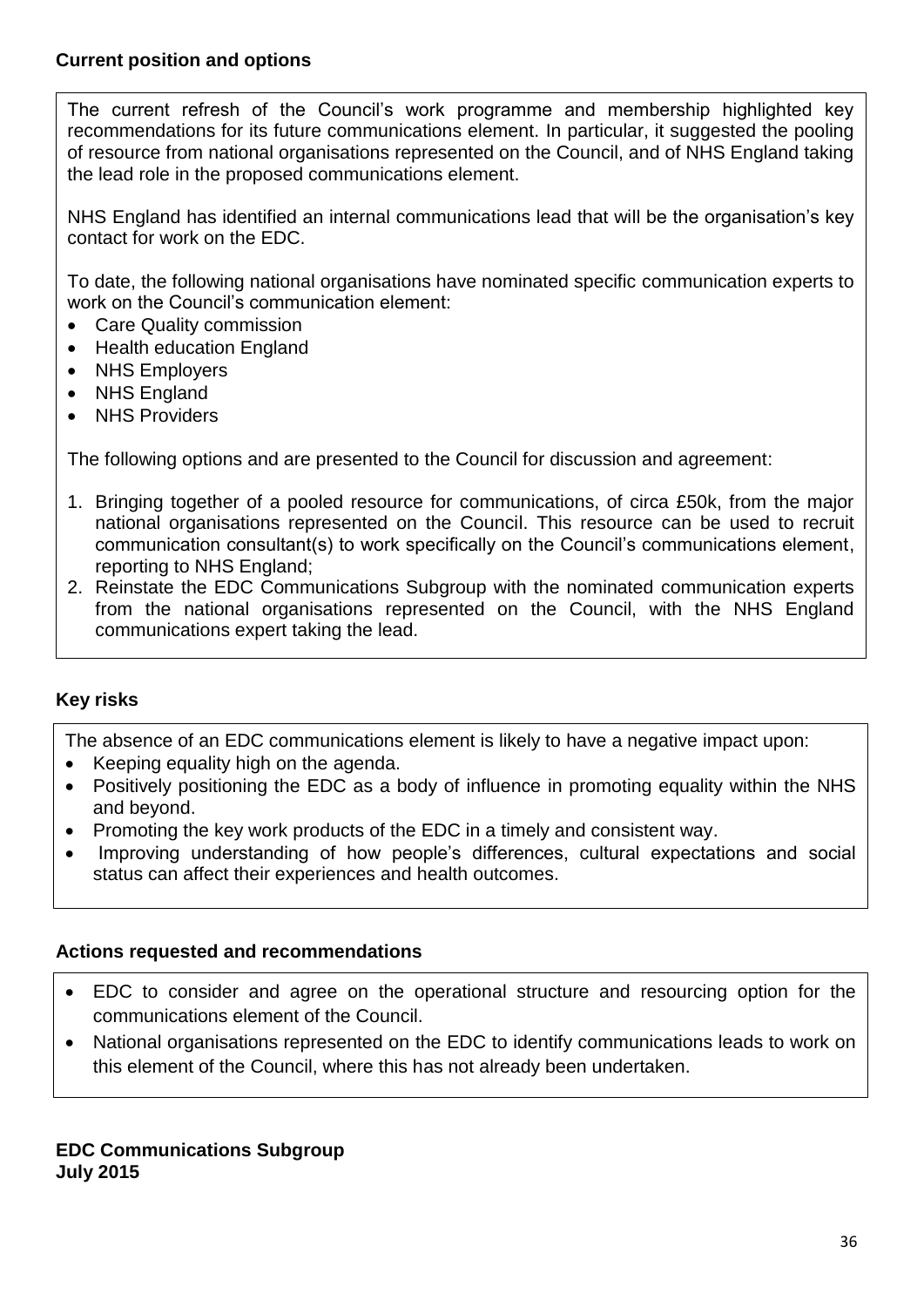**Current position and options**

The current refresh of the Council's work programme and membership highlighted key recommendations for its future communications element. In particular, it suggested the pooling of resource from national organisations represented on the Council, and of NHS England taking the lead role in the proposed communications element.

NHS England has identified an internal communications lead that will be the organisation's key contact for work on the EDC.

To date, the following national organisations have nominated specific communication experts to work on the Council's communication element:

- Care Quality commission
- Health education England
- NHS Employers
- NHS England
- NHS Providers

The following options and are presented to the Council for discussion and agreement:

1. Bringing together of a pooled resource for communications, of circa £50k, from the major national organisations represented on the Council. This resource can be used to recruit communication consultant(s) to work specifically on the Council's communications element, reporting to NHS England;
2. Reinstate the EDC Communications Subgroup with the nominated communication experts from the national organisations represented on the Council, with the NHS England communications expert taking the lead.

**Key risks**

The absence of an EDC communications element is likely to have a negative impact upon:

- Keeping equality high on the agenda.
- Positively positioning the EDC as a body of influence in promoting equality within the NHS and beyond.
- Promoting the key work products of the EDC in a timely and consistent way.
- Improving understanding of how people's differences, cultural expectations and social status can affect their experiences and health outcomes.

**Actions requested and recommendations**

- EDC to consider and agree on the operational structure and resourcing option for the communications element of the Council.
- National organisations represented on the EDC to identify communications leads to work on this element of the Council, where this has not already been undertaken.

**EDC Communications Subgroup**
**July 2015**